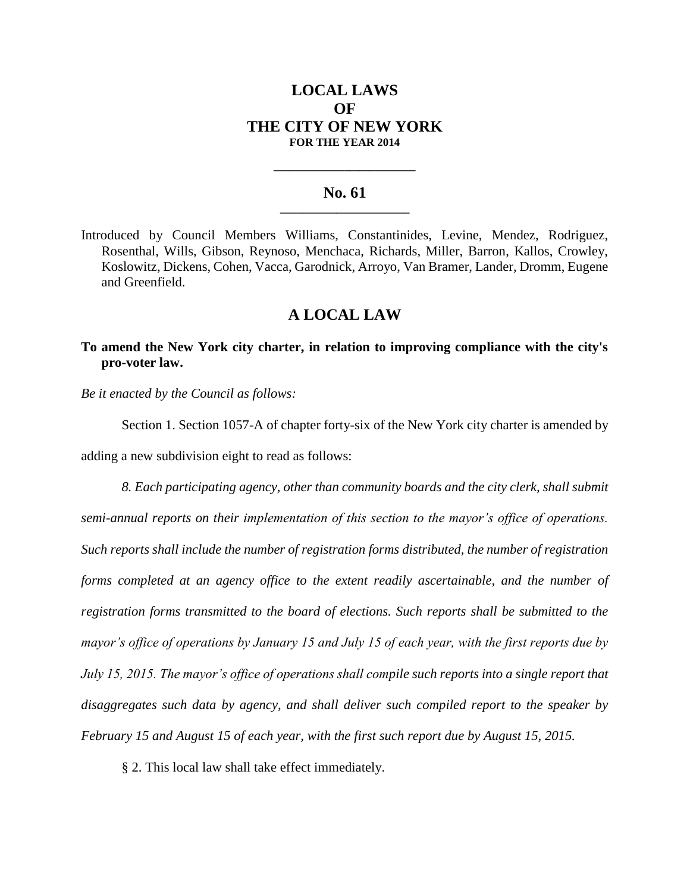# LOCAL LAWS
# OF
# THE CITY OF NEW YORK
**FOR THE YEAR 2014**

---

## No. 61

---

Introduced by Council Members Williams, Constantinides, Levine, Mendez, Rodriguez, Rosenthal, Wills, Gibson, Reynoso, Menchaca, Richards, Miller, Barron, Kallos, Crowley, Koslowitz, Dickens, Cohen, Vacca, Garodnick, Arroyo, Van Bramer, Lander, Dromm, Eugene and Greenfield.

## A LOCAL LAW

**To amend the New York city charter, in relation to improving compliance with the city's pro-voter law.**

*Be it enacted by the Council as follows:*

Section 1. Section 1057-A of chapter forty-six of the New York city charter is amended by adding a new subdivision eight to read as follows:

*8. Each participating agency, other than community boards and the city clerk, shall submit semi-annual reports on their implementation of this section to the mayor's office of operations. Such reports shall include the number of registration forms distributed, the number of registration forms completed at an agency office to the extent readily ascertainable, and the number of registration forms transmitted to the board of elections. Such reports shall be submitted to the mayor's office of operations by January 15 and July 15 of each year, with the first reports due by July 15, 2015. The mayor's office of operations shall compile such reports into a single report that disaggregates such data by agency, and shall deliver such compiled report to the speaker by February 15 and August 15 of each year, with the first such report due by August 15, 2015.*

§ 2. This local law shall take effect immediately.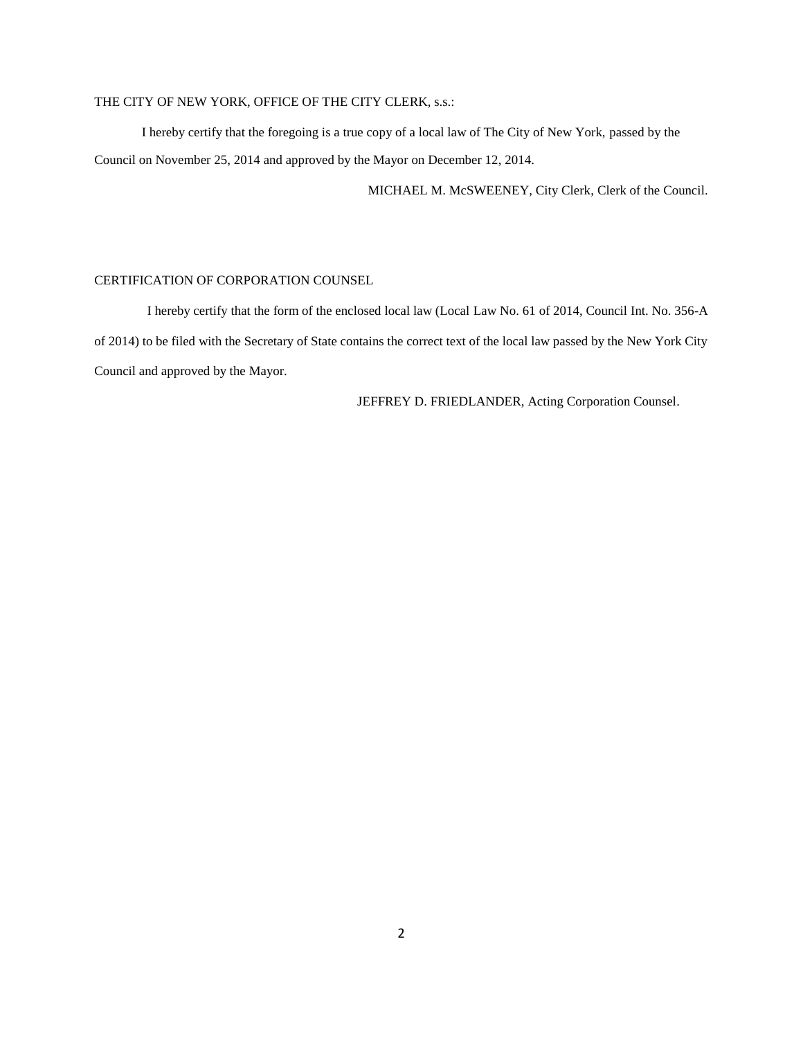THE CITY OF NEW YORK, OFFICE OF THE CITY CLERK, s.s.:

I hereby certify that the foregoing is a true copy of a local law of The City of New York, passed by the Council on November 25, 2014 and approved by the Mayor on December 12, 2014.

MICHAEL M. McSWEENEY, City Clerk, Clerk of the Council.

CERTIFICATION OF CORPORATION COUNSEL

I hereby certify that the form of the enclosed local law (Local Law No. 61 of 2014, Council Int. No. 356-A of 2014) to be filed with the Secretary of State contains the correct text of the local law passed by the New York City Council and approved by the Mayor.

JEFFREY D. FRIEDLANDER, Acting Corporation Counsel.